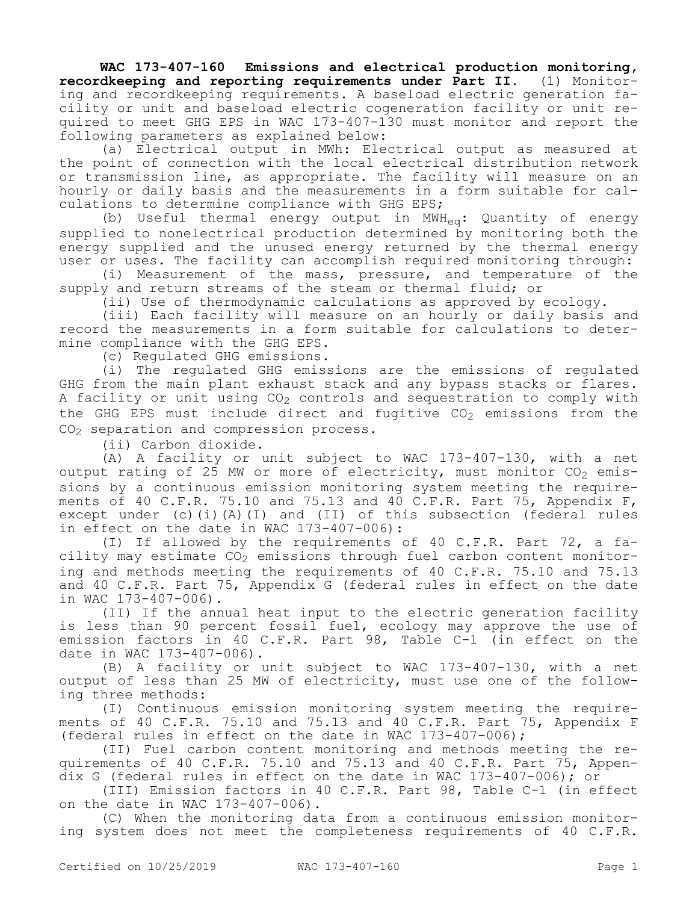**WAC 173-407-160 Emissions and electrical production monitoring, recordkeeping and reporting requirements under Part II.** (1) Monitoring and recordkeeping requirements. A baseload electric generation facility or unit and baseload electric cogeneration facility or unit required to meet GHG EPS in WAC 173-407-130 must monitor and report the following parameters as explained below:

(a) Electrical output in MWh: Electrical output as measured at the point of connection with the local electrical distribution network or transmission line, as appropriate. The facility will measure on an hourly or daily basis and the measurements in a form suitable for calculations to determine compliance with GHG EPS;

(b) Useful thermal energy output in $MWH_{eq}$: Quantity of energy supplied to nonelectrical production determined by monitoring both the energy supplied and the unused energy returned by the thermal energy user or uses. The facility can accomplish required monitoring through:

(i) Measurement of the mass, pressure, and temperature of the supply and return streams of the steam or thermal fluid; or

(ii) Use of thermodynamic calculations as approved by ecology.

(iii) Each facility will measure on an hourly or daily basis and record the measurements in a form suitable for calculations to determine compliance with the GHG EPS.

(c) Regulated GHG emissions.

(i) The regulated GHG emissions are the emissions of regulated GHG from the main plant exhaust stack and any bypass stacks or flares. A facility or unit using $CO_2$ controls and sequestration to comply with the GHG EPS must include direct and fugitive $CO_2$ emissions from the $CO_2$ separation and compression process.

(ii) Carbon dioxide.

(A) A facility or unit subject to WAC 173-407-130, with a net output rating of 25 MW or more of electricity, must monitor $CO_2$ emissions by a continuous emission monitoring system meeting the requirements of 40 C.F.R. 75.10 and 75.13 and 40 C.F.R. Part 75, Appendix F, except under (c)(i)(A)(I) and (II) of this subsection (federal rules in effect on the date in WAC 173-407-006):

(I) If allowed by the requirements of 40 C.F.R. Part 72, a facility may estimate $CO_2$ emissions through fuel carbon content monitoring and methods meeting the requirements of 40 C.F.R. 75.10 and 75.13 and 40 C.F.R. Part 75, Appendix G (federal rules in effect on the date in WAC 173-407-006).

(II) If the annual heat input to the electric generation facility is less than 90 percent fossil fuel, ecology may approve the use of emission factors in 40 C.F.R. Part 98, Table C-1 (in effect on the date in WAC 173-407-006).

(B) A facility or unit subject to WAC 173-407-130, with a net output of less than 25 MW of electricity, must use one of the following three methods:

(I) Continuous emission monitoring system meeting the requirements of 40 C.F.R. 75.10 and 75.13 and 40 C.F.R. Part 75, Appendix F (federal rules in effect on the date in WAC 173-407-006);

(II) Fuel carbon content monitoring and methods meeting the requirements of 40 C.F.R. 75.10 and 75.13 and 40 C.F.R. Part 75, Appendix G (federal rules in effect on the date in WAC 173-407-006); or

(III) Emission factors in 40 C.F.R. Part 98, Table C-1 (in effect on the date in WAC 173-407-006).

(C) When the monitoring data from a continuous emission monitoring system does not meet the completeness requirements of 40 C.F.R.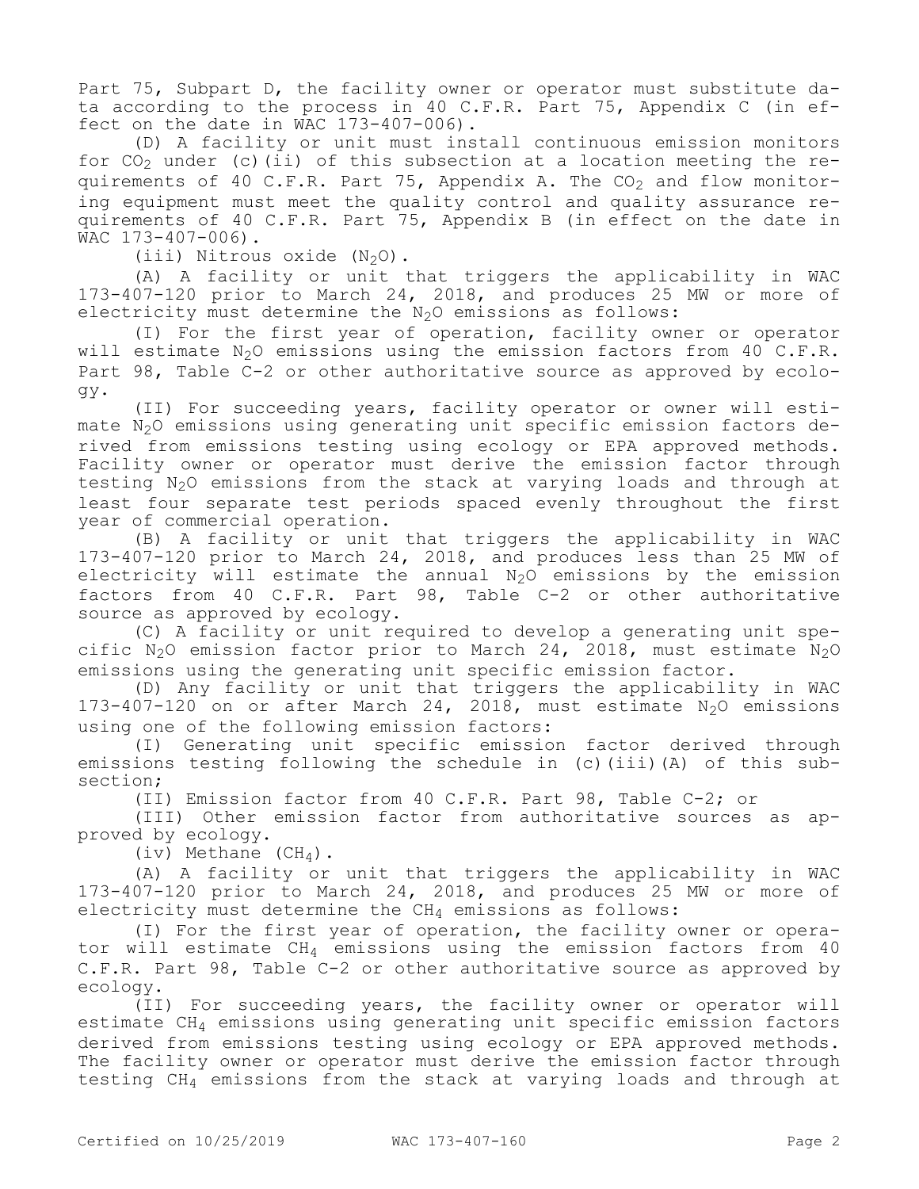Part 75, Subpart D, the facility owner or operator must substitute data according to the process in 40 C.F.R. Part 75, Appendix C (in effect on the date in WAC 173-407-006).

(D) A facility or unit must install continuous emission monitors for $CO_2$ under (c)(ii) of this subsection at a location meeting the requirements of 40 C.F.R. Part 75, Appendix A. The $CO_2$ and flow monitoring equipment must meet the quality control and quality assurance requirements of 40 C.F.R. Part 75, Appendix B (in effect on the date in WAC 173-407-006).

(iii) Nitrous oxide ($N_2O$).

(A) A facility or unit that triggers the applicability in WAC 173-407-120 prior to March 24, 2018, and produces 25 MW or more of electricity must determine the $N_2O$ emissions as follows:

(I) For the first year of operation, facility owner or operator will estimate $N_2O$ emissions using the emission factors from 40 C.F.R. Part 98, Table C-2 or other authoritative source as approved by ecology.

(II) For succeeding years, facility operator or owner will estimate $N_2O$ emissions using generating unit specific emission factors derived from emissions testing using ecology or EPA approved methods. Facility owner or operator must derive the emission factor through testing $N_2O$ emissions from the stack at varying loads and through at least four separate test periods spaced evenly throughout the first year of commercial operation.

(B) A facility or unit that triggers the applicability in WAC 173-407-120 prior to March 24, 2018, and produces less than 25 MW of electricity will estimate the annual $N_2O$ emissions by the emission factors from 40 C.F.R. Part 98, Table C-2 or other authoritative source as approved by ecology.

(C) A facility or unit required to develop a generating unit specific $N_2O$ emission factor prior to March 24, 2018, must estimate $N_2O$ emissions using the generating unit specific emission factor.

(D) Any facility or unit that triggers the applicability in WAC 173-407-120 on or after March 24, 2018, must estimate $N_2O$ emissions using one of the following emission factors:

(I) Generating unit specific emission factor derived through emissions testing following the schedule in (c)(iii)(A) of this subsection;

(II) Emission factor from 40 C.F.R. Part 98, Table C-2; or

(III) Other emission factor from authoritative sources as approved by ecology.

(iv) Methane ($CH_4$).

(A) A facility or unit that triggers the applicability in WAC 173-407-120 prior to March 24, 2018, and produces 25 MW or more of electricity must determine the $CH_4$ emissions as follows:

(I) For the first year of operation, the facility owner or operator will estimate $CH_4$ emissions using the emission factors from 40 C.F.R. Part 98, Table C-2 or other authoritative source as approved by ecology.

(II) For succeeding years, the facility owner or operator will estimate $CH_4$ emissions using generating unit specific emission factors derived from emissions testing using ecology or EPA approved methods. The facility owner or operator must derive the emission factor through testing $CH_4$ emissions from the stack at varying loads and through at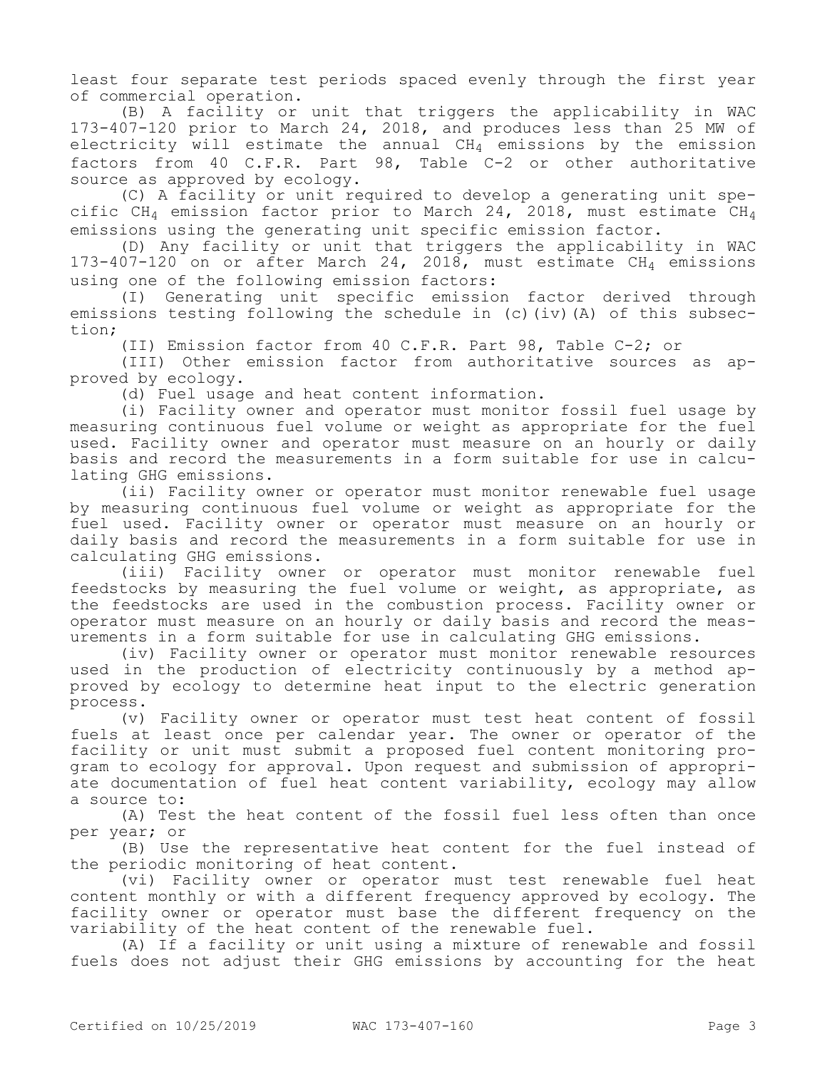least four separate test periods spaced evenly through the first year of commercial operation.

(B) A facility or unit that triggers the applicability in WAC 173-407-120 prior to March 24, 2018, and produces less than 25 MW of electricity will estimate the annual $CH_4$ emissions by the emission factors from 40 C.F.R. Part 98, Table C-2 or other authoritative source as approved by ecology.

(C) A facility or unit required to develop a generating unit specific $CH_4$ emission factor prior to March 24, 2018, must estimate $CH_4$ emissions using the generating unit specific emission factor.

(D) Any facility or unit that triggers the applicability in WAC 173-407-120 on or after March 24, 2018, must estimate $CH_4$ emissions using one of the following emission factors:

(I) Generating unit specific emission factor derived through emissions testing following the schedule in (c)(iv)(A) of this subsection;

(II) Emission factor from 40 C.F.R. Part 98, Table C-2; or

(III) Other emission factor from authoritative sources as approved by ecology.

(d) Fuel usage and heat content information.

(i) Facility owner and operator must monitor fossil fuel usage by measuring continuous fuel volume or weight as appropriate for the fuel used. Facility owner and operator must measure on an hourly or daily basis and record the measurements in a form suitable for use in calculating GHG emissions.

(ii) Facility owner or operator must monitor renewable fuel usage by measuring continuous fuel volume or weight as appropriate for the fuel used. Facility owner or operator must measure on an hourly or daily basis and record the measurements in a form suitable for use in calculating GHG emissions.

(iii) Facility owner or operator must monitor renewable fuel feedstocks by measuring the fuel volume or weight, as appropriate, as the feedstocks are used in the combustion process. Facility owner or operator must measure on an hourly or daily basis and record the measurements in a form suitable for use in calculating GHG emissions.

(iv) Facility owner or operator must monitor renewable resources used in the production of electricity continuously by a method approved by ecology to determine heat input to the electric generation process.

(v) Facility owner or operator must test heat content of fossil fuels at least once per calendar year. The owner or operator of the facility or unit must submit a proposed fuel content monitoring program to ecology for approval. Upon request and submission of appropriate documentation of fuel heat content variability, ecology may allow a source to:

(A) Test the heat content of the fossil fuel less often than once per year; or

(B) Use the representative heat content for the fuel instead of the periodic monitoring of heat content.

(vi) Facility owner or operator must test renewable fuel heat content monthly or with a different frequency approved by ecology. The facility owner or operator must base the different frequency on the variability of the heat content of the renewable fuel.

(A) If a facility or unit using a mixture of renewable and fossil fuels does not adjust their GHG emissions by accounting for the heat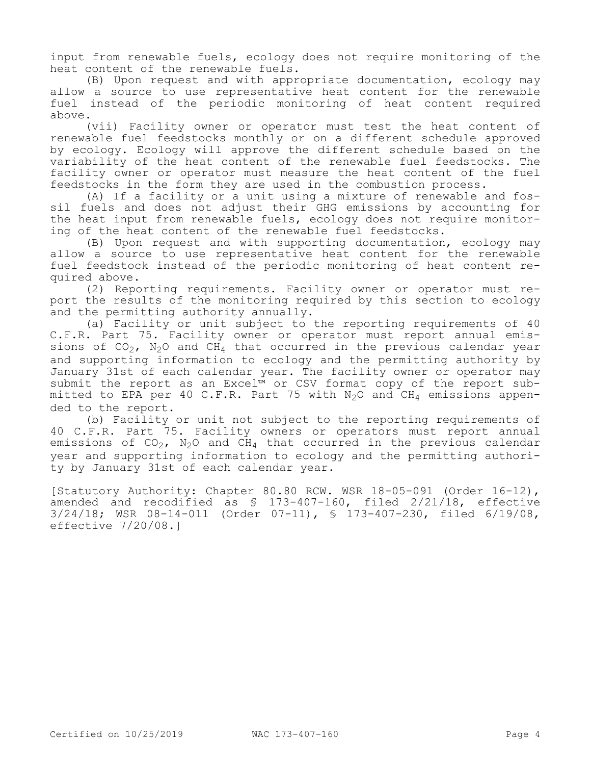input from renewable fuels, ecology does not require monitoring of the heat content of the renewable fuels.

(B) Upon request and with appropriate documentation, ecology may allow a source to use representative heat content for the renewable fuel instead of the periodic monitoring of heat content required above.

(vii) Facility owner or operator must test the heat content of renewable fuel feedstocks monthly or on a different schedule approved by ecology. Ecology will approve the different schedule based on the variability of the heat content of the renewable fuel feedstocks. The facility owner or operator must measure the heat content of the fuel feedstocks in the form they are used in the combustion process.

(A) If a facility or a unit using a mixture of renewable and fossil fuels and does not adjust their GHG emissions by accounting for the heat input from renewable fuels, ecology does not require monitoring of the heat content of the renewable fuel feedstocks.

(B) Upon request and with supporting documentation, ecology may allow a source to use representative heat content for the renewable fuel feedstock instead of the periodic monitoring of heat content required above.

(2) Reporting requirements. Facility owner or operator must report the results of the monitoring required by this section to ecology and the permitting authority annually.

(a) Facility or unit subject to the reporting requirements of 40 C.F.R. Part 75. Facility owner or operator must report annual emissions of $CO_2$, $N_2O$ and $CH_4$ that occurred in the previous calendar year and supporting information to ecology and the permitting authority by January 31st of each calendar year. The facility owner or operator may submit the report as an Excel™ or CSV format copy of the report submitted to EPA per 40 C.F.R. Part 75 with $N_2O$ and $CH_4$ emissions appended to the report.

(b) Facility or unit not subject to the reporting requirements of 40 C.F.R. Part 75. Facility owners or operators must report annual emissions of $CO_2$, $N_2O$ and $CH_4$ that occurred in the previous calendar year and supporting information to ecology and the permitting authority by January 31st of each calendar year.

[Statutory Authority: Chapter 80.80 RCW. WSR 18-05-091 (Order 16-12), amended and recodified as § 173-407-160, filed 2/21/18, effective 3/24/18; WSR 08-14-011 (Order 07-11), § 173-407-230, filed 6/19/08, effective 7/20/08.]